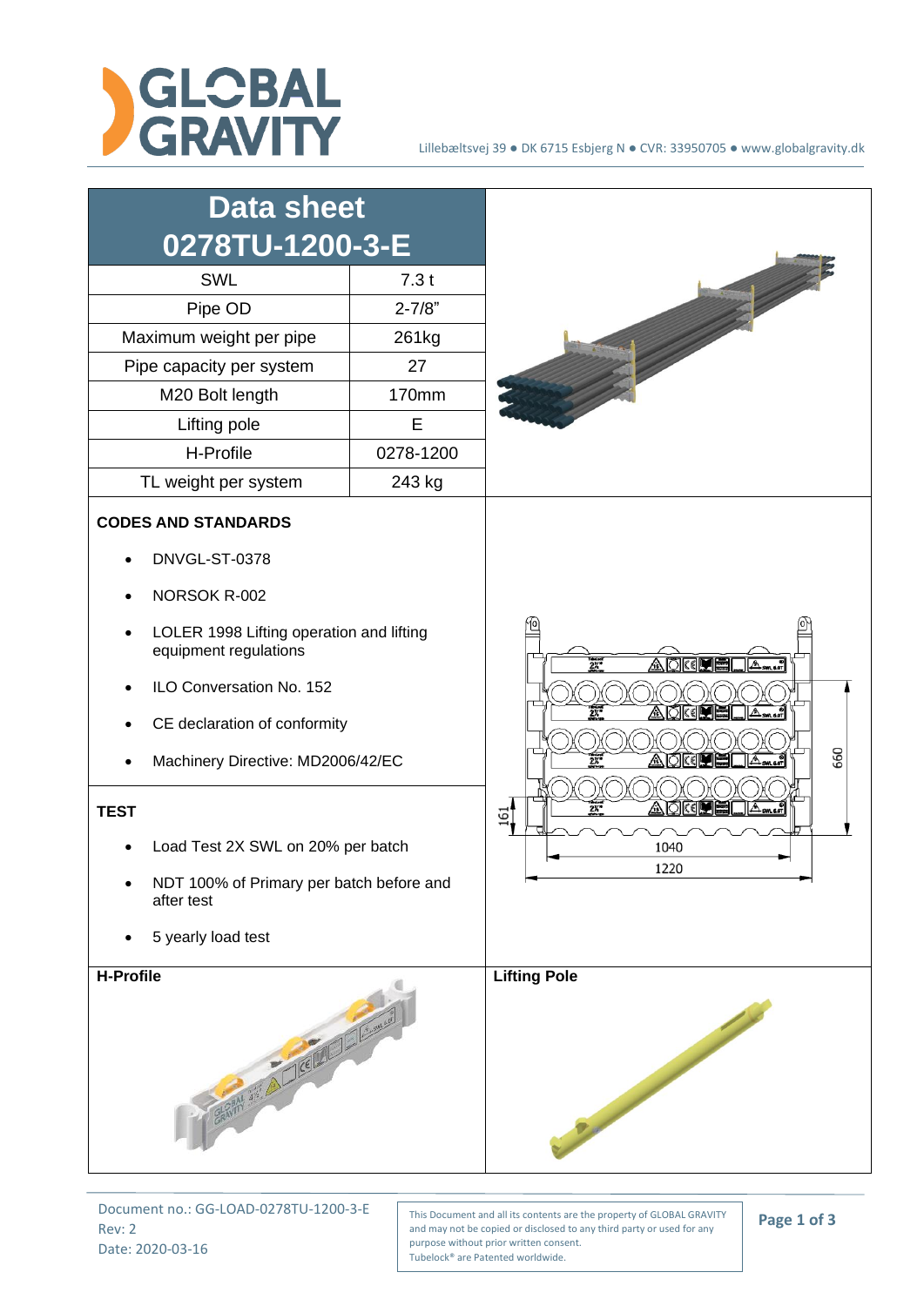# Data sheet 0278TU-1200-3-E

| SWL | 7.3 t |
|---|---|
| Pipe OD | 2-7/8" |
| Maximum weight per pipe | 261kg |
| Pipe capacity per system | 27 |
| M20 Bolt length | 170mm |
| Lifting pole | E |
| H-Profile | 0278-1200 |
| TL weight per system | 243 kg |

**CODES AND STANDARDS**

- DNVGL-ST-0378
- NORSOK R-002
- LOLER 1998 Lifting operation and lifting equipment regulations
- ILO Conversation No. 152
- CE declaration of conformity
- Machinery Directive: MD2006/42/EC

**TEST**

- Load Test 2X SWL on 20% per batch
- NDT 100% of Primary per batch before and after test
- 5 yearly load test

**H-Profile**

**Lifting Pole**

Document no.: GG-LOAD-0278TU-1200-3-E
Rev: 2
Date: 2020-03-16

This Document and all its contents are the property of GLOBAL GRAVITY and may not be copied or disclosed to any third party or used for any purpose without prior written consent.
Tubelock® are Patented worldwide.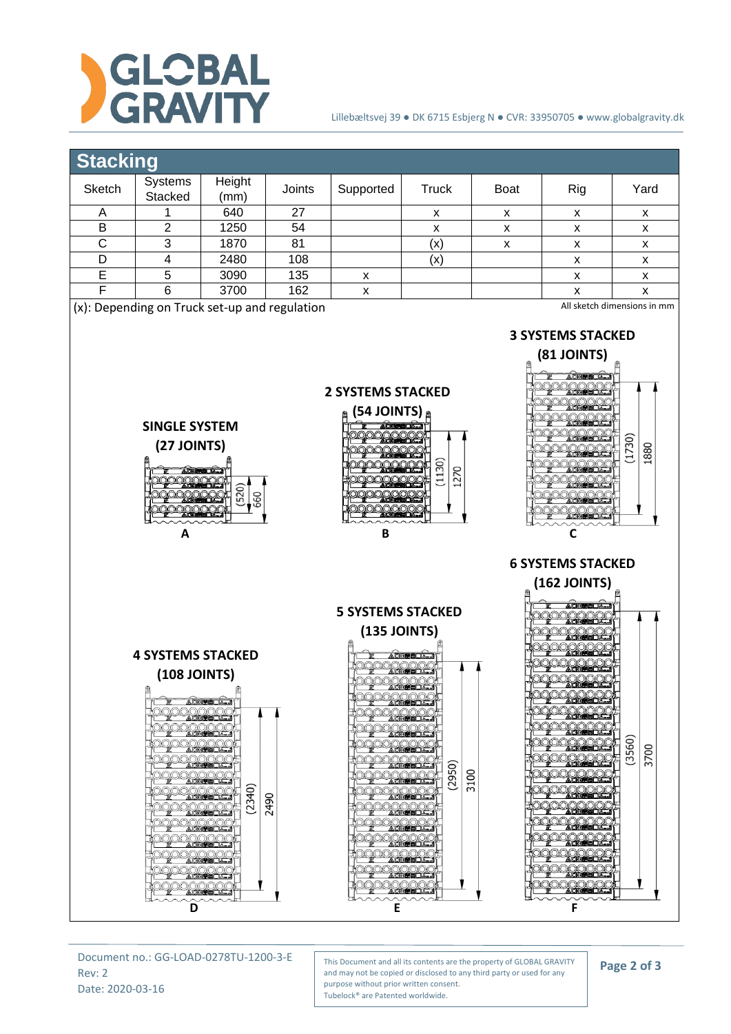## Stacking

| Sketch | Systems Stacked | Height (mm) | Joints | Supported | Truck | Boat | Rig | Yard |
|---|---|---|---|---|---|---|---|---|
| A | 1 | 640 | 27 | | x | x | x | x |
| B | 2 | 1250 | 54 | | x | x | x | x |
| C | 3 | 1870 | 81 | | (x) | x | x | x |
| D | 4 | 2480 | 108 | | (x) | | x | x |
| E | 5 | 3090 | 135 | x | | | x | x |
| F | 6 | 3700 | 162 | x | | | x | x |

(x): Depending on Truck set-up and regulation

All sketch dimensions in mm

**SINGLE SYSTEM (27 JOINTS)**

(520) 660

A

**2 SYSTEMS STACKED (54 JOINTS)**

(1130) 1270

B

**3 SYSTEMS STACKED (81 JOINTS)**

(1730) 1880

C

**4 SYSTEMS STACKED (108 JOINTS)**

(2340) 2490

D

**5 SYSTEMS STACKED (135 JOINTS)**

(2950) 3100

E

**6 SYSTEMS STACKED (162 JOINTS)**

(3560) 3700

F

Document no.: GG-LOAD-0278TU-1200-3-E
Rev: 2
Date: 2020-03-16

This Document and all its contents are the property of GLOBAL GRAVITY and may not be copied or disclosed to any third party or used for any purpose without prior written consent.
Tubelock® are Patented worldwide.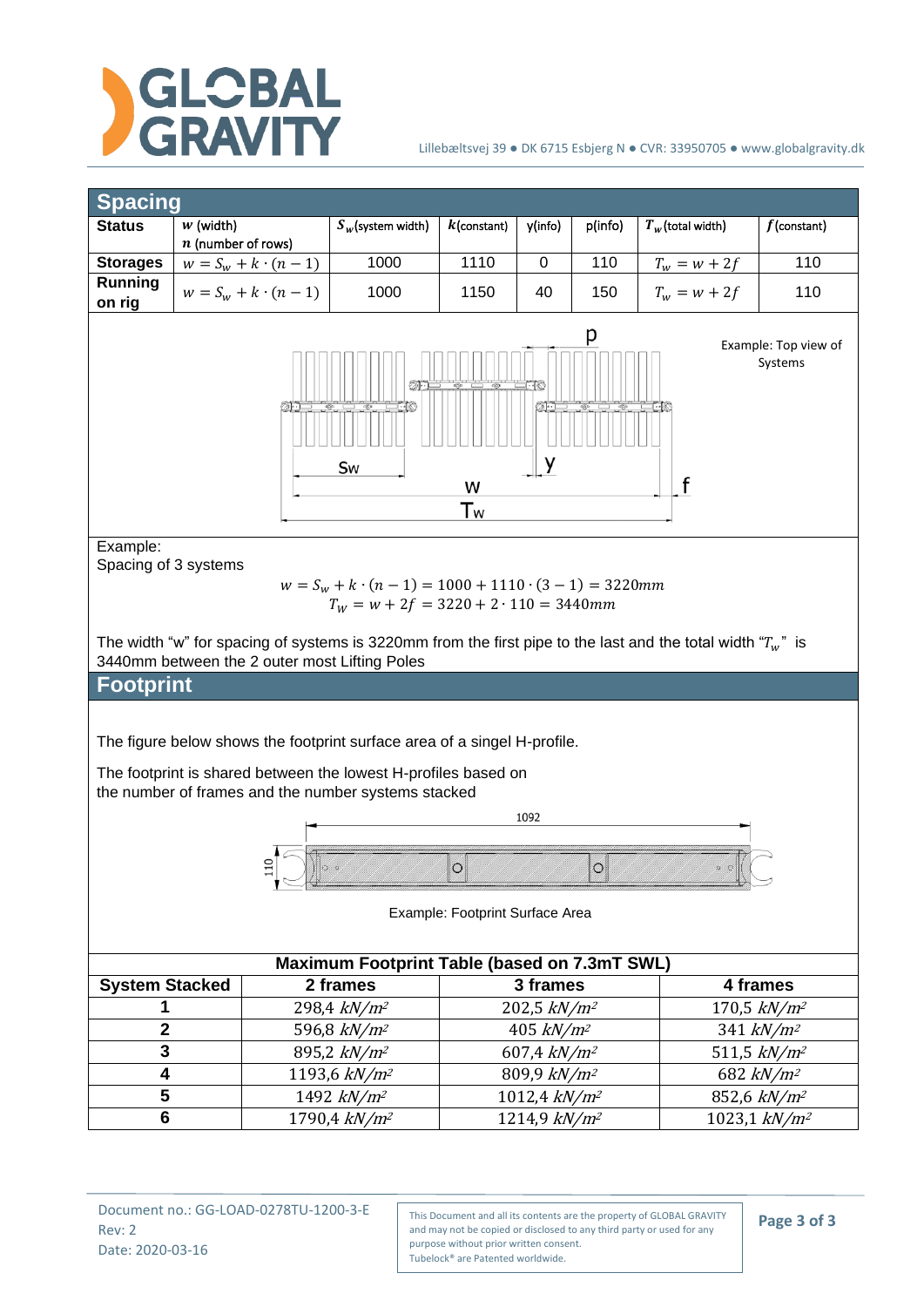## Spacing

| Status | $w$ (width) $n$ (number of rows) | $S_w$ (system width) | $k$ (constant) | y(info) | p(info) | $T_w$ (total width) | $f$ (constant) |
|---|---|---|---|---|---|---|---|
| **Storages** | $w = S_w + k \cdot (n-1)$ | 1000 | 1110 | 0 | 110 | $T_w = w + 2f$ | 110 |
| **Running on rig** | $w = S_w + k \cdot (n-1)$ | 1000 | 1150 | 40 | 150 | $T_w = w + 2f$ | 110 |

p

Sw

y

w

f

Tw

Example: Top view of Systems

Example:
Spacing of 3 systems

$$w = S_w + k \cdot (n-1) = 1000 + 1110 \cdot (3-1) = 3220mm$$
$$T_w = w + 2f = 3220 + 2 \cdot 110 = 3440mm$$

The width "w" for spacing of systems is 3220mm from the first pipe to the last and the total width "$T_w$" is 3440mm between the 2 outer most Lifting Poles

## Footprint

The figure below shows the footprint surface area of a singel H-profile.

The footprint is shared between the lowest H-profiles based on the number of frames and the number systems stacked

1092

110

Example: Footprint Surface Area

| Maximum Footprint Table (based on 7.3mT SWL) | | | |
|---|---|---|---|
| **System Stacked** | **2 frames** | **3 frames** | **4 frames** |
| **1** | 298,4 $kN/m^2$ | 202,5 $kN/m^2$ | 170,5 $kN/m^2$ |
| **2** | 596,8 $kN/m^2$ | 405 $kN/m^2$ | 341 $kN/m^2$ |
| **3** | 895,2 $kN/m^2$ | 607,4 $kN/m^2$ | 511,5 $kN/m^2$ |
| **4** | 1193,6 $kN/m^2$ | 809,9 $kN/m^2$ | 682 $kN/m^2$ |
| **5** | 1492 $kN/m^2$ | 1012,4 $kN/m^2$ | 852,6 $kN/m^2$ |
| **6** | 1790,4 $kN/m^2$ | 1214,9 $kN/m^2$ | 1023,1 $kN/m^2$ |